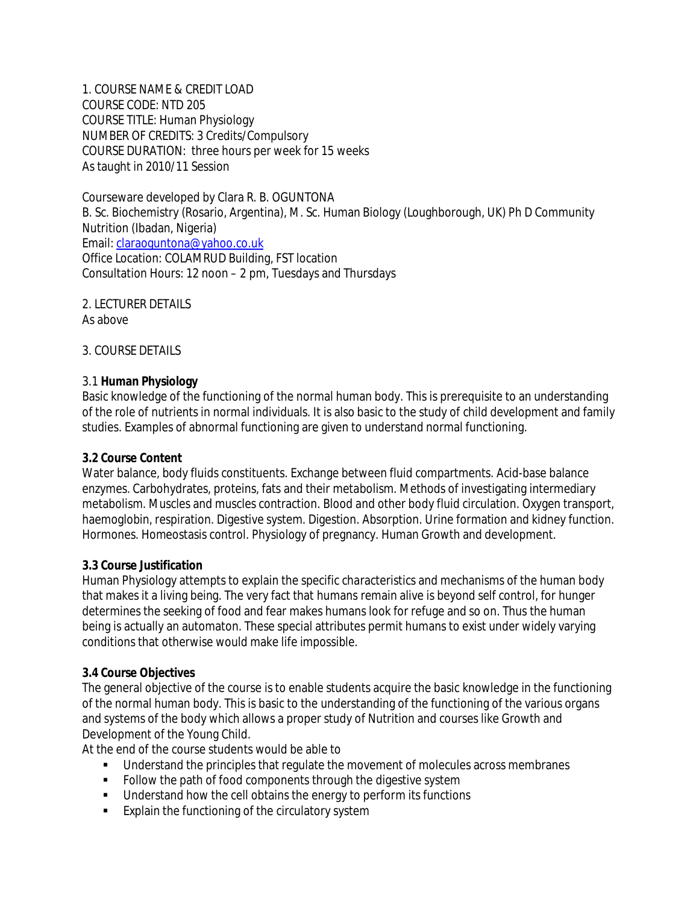1. COURSE NAME & CREDIT LOAD
COURSE CODE: NTD 205
COURSE TITLE: Human Physiology
NUMBER OF CREDITS: 3 Credits/Compulsory
COURSE DURATION: three hours per week for 15 weeks
As taught in 2010/11 Session

Courseware developed by Clara R. B. OGUNTONA
B. Sc. Biochemistry (Rosario, Argentina), M. Sc. Human Biology (Loughborough, UK) Ph D Community Nutrition (Ibadan, Nigeria)
Email: claraoguntona@yahoo.co.uk
Office Location: COLAMRUD Building, FST location
Consultation Hours: 12 noon – 2 pm, Tuesdays and Thursdays

2. LECTURER DETAILS
As above

3. COURSE DETAILS

3.1 **Human Physiology**
Basic knowledge of the functioning of the normal human body. This is prerequisite to an understanding of the role of nutrients in normal individuals. It is also basic to the study of child development and family studies. Examples of abnormal functioning are given to understand normal functioning.

**3.2 Course Content**
Water balance, body fluids constituents. Exchange between fluid compartments. Acid-base balance enzymes. Carbohydrates, proteins, fats and their metabolism. Methods of investigating intermediary metabolism. Muscles and muscles contraction. Blood and other body fluid circulation. Oxygen transport, haemoglobin, respiration. Digestive system. Digestion. Absorption. Urine formation and kidney function. Hormones. Homeostasis control. Physiology of pregnancy. Human Growth and development.

**3.3 Course Justification**
Human Physiology attempts to explain the specific characteristics and mechanisms of the human body that makes it a living being. The very fact that humans remain alive is beyond self control, for hunger determines the seeking of food and fear makes humans look for refuge and so on. Thus the human being is actually an automaton. These special attributes permit humans to exist under widely varying conditions that otherwise would make life impossible.

**3.4 Course Objectives**
The general objective of the course is to enable students acquire the basic knowledge in the functioning of the normal human body. This is basic to the understanding of the functioning of the various organs and systems of the body which allows a proper study of Nutrition and courses like Growth and Development of the Young Child.
At the end of the course students would be able to

- Understand the principles that regulate the movement of molecules across membranes
- Follow the path of food components through the digestive system
- Understand how the cell obtains the energy to perform its functions
- Explain the functioning of the circulatory system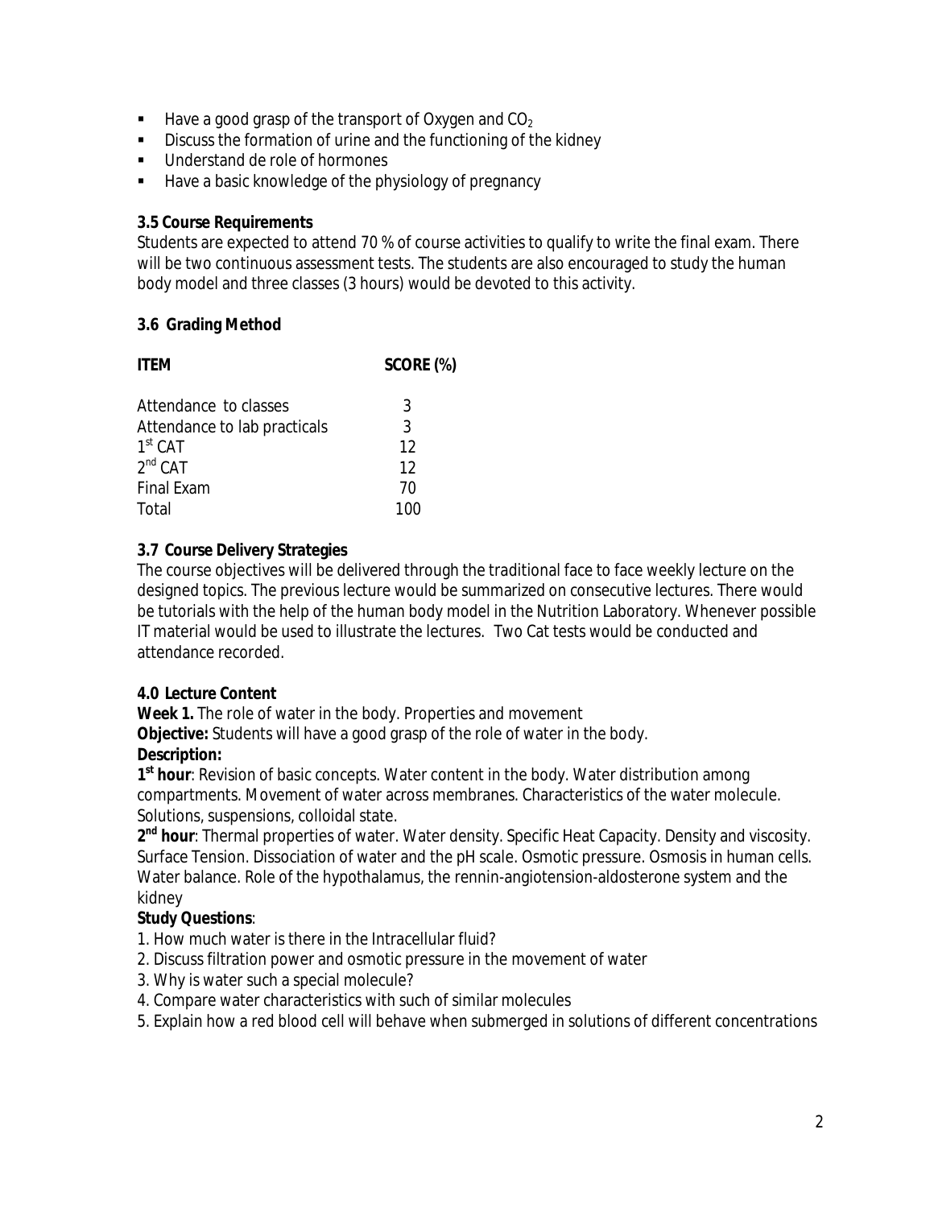- Have a good grasp of the transport of Oxygen and $CO_2$
- Discuss the formation of urine and the functioning of the kidney
- Understand de role of hormones
- Have a basic knowledge of the physiology of pregnancy

**3.5 Course Requirements**

Students are expected to attend 70 % of course activities to qualify to write the final exam. There will be two continuous assessment tests. The students are also encouraged to study the human body model and three classes (3 hours) would be devoted to this activity.

**3.6 Grading Method**

| ITEM | SCORE (%) |
|---|---|
| Attendance to classes | 3 |
| Attendance to lab practicals | 3 |
| 1st CAT | 12 |
| 2nd CAT | 12 |
| Final Exam | 70 |
| Total | 100 |

**3.7 Course Delivery Strategies**

The course objectives will be delivered through the traditional face to face weekly lecture on the designed topics. The previous lecture would be summarized on consecutive lectures. There would be tutorials with the help of the human body model in the Nutrition Laboratory. Whenever possible IT material would be used to illustrate the lectures. Two Cat tests would be conducted and attendance recorded.

**4.0 Lecture Content**

**Week 1.** The role of water in the body. Properties and movement

**Objective:** Students will have a good grasp of the role of water in the body.

**Description:**

**1st hour**: Revision of basic concepts. Water content in the body. Water distribution among compartments. Movement of water across membranes. Characteristics of the water molecule. Solutions, suspensions, colloidal state.

**2nd hour**: Thermal properties of water. Water density. Specific Heat Capacity. Density and viscosity. Surface Tension. Dissociation of water and the pH scale. Osmotic pressure. Osmosis in human cells. Water balance. Role of the hypothalamus, the rennin-angiotension-aldosterone system and the kidney

**Study Questions**:

1. How much water is there in the Intracellular fluid?
2. Discuss filtration power and osmotic pressure in the movement of water
3. Why is water such a special molecule?
4. Compare water characteristics with such of similar molecules
5. Explain how a red blood cell will behave when submerged in solutions of different concentrations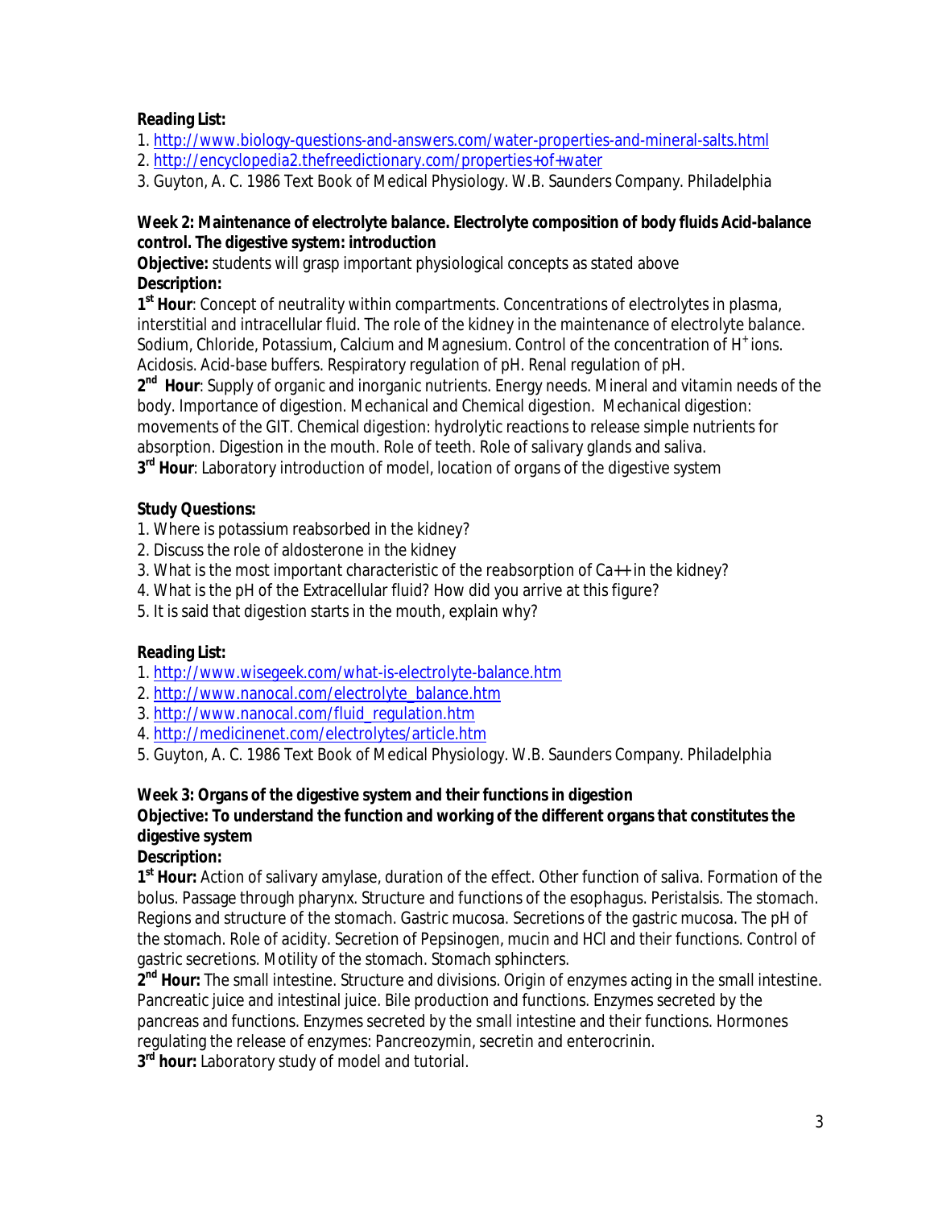**Reading List:**

1. http://www.biology-questions-and-answers.com/water-properties-and-mineral-salts.html
2. http://encyclopedia2.thefreedictionary.com/properties+of+water
3. Guyton, A. C. 1986 Text Book of Medical Physiology. W.B. Saunders Company. Philadelphia

**Week 2: Maintenance of electrolyte balance. Electrolyte composition of body fluids Acid-balance control. The digestive system: introduction**

**Objective:** students will grasp important physiological concepts as stated above

**Description:**

**1st Hour**: Concept of neutrality within compartments. Concentrations of electrolytes in plasma, interstitial and intracellular fluid. The role of the kidney in the maintenance of electrolyte balance. Sodium, Chloride, Potassium, Calcium and Magnesium. Control of the concentration of $H^+$ ions. Acidosis. Acid-base buffers. Respiratory regulation of pH. Renal regulation of pH.

**2nd Hour**: Supply of organic and inorganic nutrients. Energy needs. Mineral and vitamin needs of the body. Importance of digestion. Mechanical and Chemical digestion. Mechanical digestion: movements of the GIT. Chemical digestion: hydrolytic reactions to release simple nutrients for absorption. Digestion in the mouth. Role of teeth. Role of salivary glands and saliva.

**3rd Hour**: Laboratory introduction of model, location of organs of the digestive system

**Study Questions:**

1. Where is potassium reabsorbed in the kidney?
2. Discuss the role of aldosterone in the kidney
3. What is the most important characteristic of the reabsorption of Ca++ in the kidney?
4. What is the pH of the Extracellular fluid? How did you arrive at this figure?
5. It is said that digestion starts in the mouth, explain why?

**Reading List:**

1. http://www.wisegeek.com/what-is-electrolyte-balance.htm
2. http://www.nanocal.com/electrolyte_balance.htm
3. http://www.nanocal.com/fluid_regulation.htm
4. http://medicinenet.com/electrolytes/article.htm
5. Guyton, A. C. 1986 Text Book of Medical Physiology. W.B. Saunders Company. Philadelphia

**Week 3: Organs of the digestive system and their functions in digestion**

**Objective: To understand the function and working of the different organs that constitutes the digestive system**

**Description:**

**1st Hour:** Action of salivary amylase, duration of the effect. Other function of saliva. Formation of the bolus. Passage through pharynx. Structure and functions of the esophagus. Peristalsis. The stomach. Regions and structure of the stomach. Gastric mucosa. Secretions of the gastric mucosa. The pH of the stomach. Role of acidity. Secretion of Pepsinogen, mucin and HCl and their functions. Control of gastric secretions. Motility of the stomach. Stomach sphincters.

**2nd Hour:** The small intestine. Structure and divisions. Origin of enzymes acting in the small intestine. Pancreatic juice and intestinal juice. Bile production and functions. Enzymes secreted by the pancreas and functions. Enzymes secreted by the small intestine and their functions. Hormones regulating the release of enzymes: Pancreozymin, secretin and enterocrinin.

**3rd hour:** Laboratory study of model and tutorial.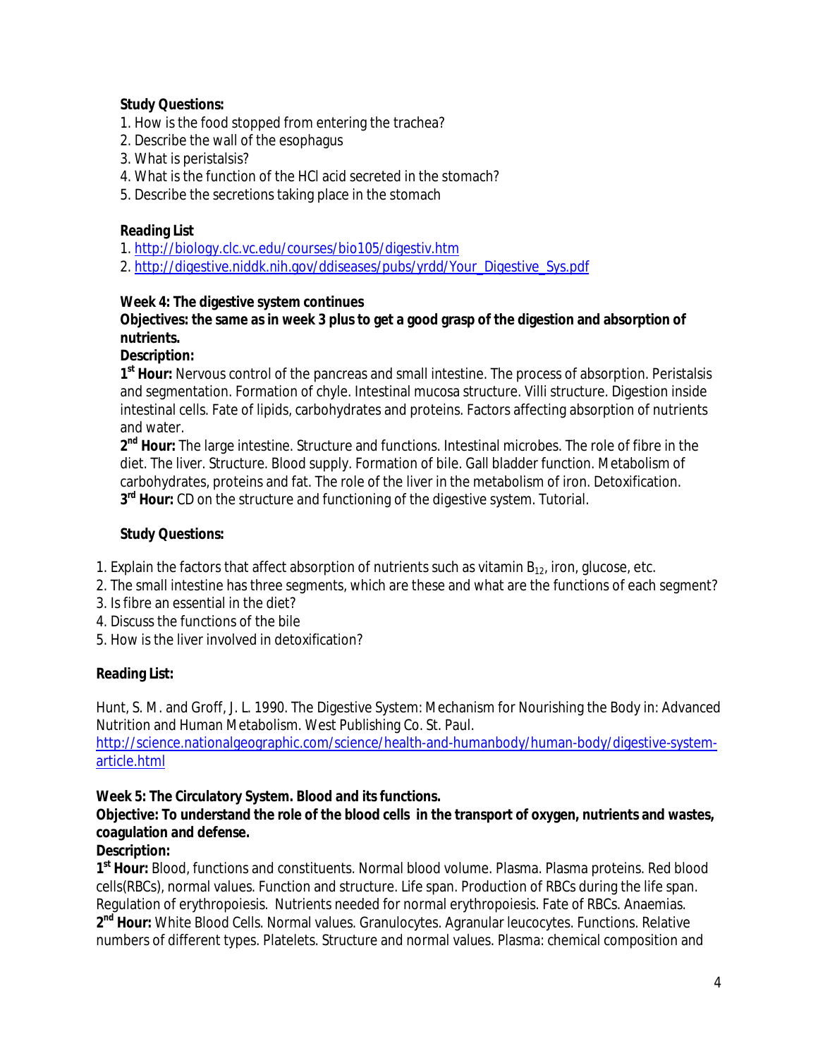**Study Questions:**

1. How is the food stopped from entering the trachea?
2. Describe the wall of the esophagus
3. What is peristalsis?
4. What is the function of the HCl acid secreted in the stomach?
5. Describe the secretions taking place in the stomach

**Reading List**

1. http://biology.clc.vc.edu/courses/bio105/digestiv.htm
2. http://digestive.niddk.nih.gov/ddiseases/pubs/yrdd/Your_Digestive_Sys.pdf

**Week 4: The digestive system continues**

**Objectives: the same as in week 3 plus to get a good grasp of the digestion and absorption of nutrients.**

**Description:**

**1st Hour:** Nervous control of the pancreas and small intestine. The process of absorption. Peristalsis and segmentation. Formation of chyle. Intestinal mucosa structure. Villi structure. Digestion inside intestinal cells. Fate of lipids, carbohydrates and proteins. Factors affecting absorption of nutrients and water.

**2nd Hour:** The large intestine. Structure and functions. Intestinal microbes. The role of fibre in the diet. The liver. Structure. Blood supply. Formation of bile. Gall bladder function. Metabolism of carbohydrates, proteins and fat. The role of the liver in the metabolism of iron. Detoxification.

**3rd Hour:** CD on the structure and functioning of the digestive system. Tutorial.

**Study Questions:**

1. Explain the factors that affect absorption of nutrients such as vitamin $B_{12}$, iron, glucose, etc.
2. The small intestine has three segments, which are these and what are the functions of each segment?
3. Is fibre an essential in the diet?
4. Discuss the functions of the bile
5. How is the liver involved in detoxification?

**Reading List:**

Hunt, S. M. and Groff, J. L. 1990. The Digestive System: Mechanism for Nourishing the Body in: Advanced Nutrition and Human Metabolism. West Publishing Co. St. Paul.
http://science.nationalgeographic.com/science/health-and-humanbody/human-body/digestive-system-article.html

**Week 5: The Circulatory System. Blood and its functions.**

**Objective: To understand the role of the blood cells in the transport of oxygen, nutrients and wastes, coagulation and defense.**

**Description:**

**1st Hour:** Blood, functions and constituents. Normal blood volume. Plasma. Plasma proteins. Red blood cells(RBCs), normal values. Function and structure. Life span. Production of RBCs during the life span. Regulation of erythropoiesis. Nutrients needed for normal erythropoiesis. Fate of RBCs. Anaemias.

**2nd Hour:** White Blood Cells. Normal values. Granulocytes. Agranular leucocytes. Functions. Relative numbers of different types. Platelets. Structure and normal values. Plasma: chemical composition and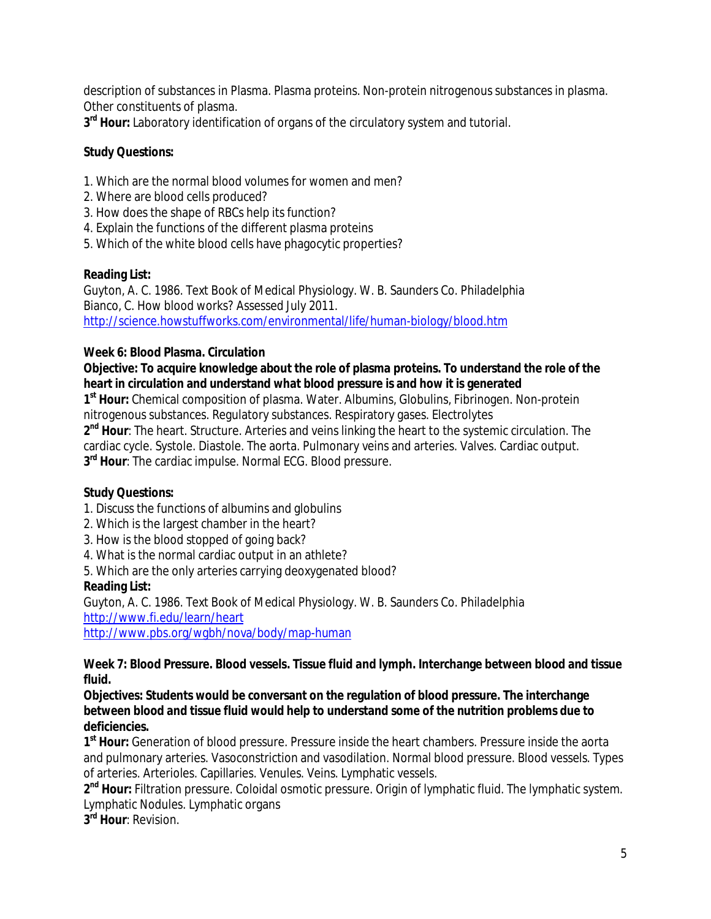description of substances in Plasma. Plasma proteins. Non-protein nitrogenous substances in plasma. Other constituents of plasma.

**3rd Hour:** Laboratory identification of organs of the circulatory system and tutorial.

**Study Questions:**

1. Which are the normal blood volumes for women and men?
2. Where are blood cells produced?
3. How does the shape of RBCs help its function?
4. Explain the functions of the different plasma proteins
5. Which of the white blood cells have phagocytic properties?

**Reading List:**

Guyton, A. C. 1986. Text Book of Medical Physiology. W. B. Saunders Co. Philadelphia

Bianco, C. How blood works? Assessed July 2011.

http://science.howstuffworks.com/environmental/life/human-biology/blood.htm

**Week 6: Blood Plasma. Circulation**

**Objective: To acquire knowledge about the role of plasma proteins. To understand the role of the heart in circulation and understand what blood pressure is and how it is generated**

**1st Hour:** Chemical composition of plasma. Water. Albumins, Globulins, Fibrinogen. Non-protein nitrogenous substances. Regulatory substances. Respiratory gases. Electrolytes

**2nd Hour**: The heart. Structure. Arteries and veins linking the heart to the systemic circulation. The cardiac cycle. Systole. Diastole. The aorta. Pulmonary veins and arteries. Valves. Cardiac output.

**3rd Hour**: The cardiac impulse. Normal ECG. Blood pressure.

**Study Questions:**

1. Discuss the functions of albumins and globulins
2. Which is the largest chamber in the heart?
3. How is the blood stopped of going back?
4. What is the normal cardiac output in an athlete?
5. Which are the only arteries carrying deoxygenated blood?

**Reading List:**

Guyton, A. C. 1986. Text Book of Medical Physiology. W. B. Saunders Co. Philadelphia

http://www.fi.edu/learn/heart

http://www.pbs.org/wgbh/nova/body/map-human

**Week 7: Blood Pressure. Blood vessels. Tissue fluid and lymph. Interchange between blood and tissue fluid.**

**Objectives: Students would be conversant on the regulation of blood pressure. The interchange between blood and tissue fluid would help to understand some of the nutrition problems due to deficiencies.**

**1st Hour:** Generation of blood pressure. Pressure inside the heart chambers. Pressure inside the aorta and pulmonary arteries. Vasoconstriction and vasodilation. Normal blood pressure. Blood vessels. Types of arteries. Arterioles. Capillaries. Venules. Veins. Lymphatic vessels.

**2nd Hour:** Filtration pressure. Coloidal osmotic pressure. Origin of lymphatic fluid. The lymphatic system. Lymphatic Nodules. Lymphatic organs

**3rd Hour**: Revision.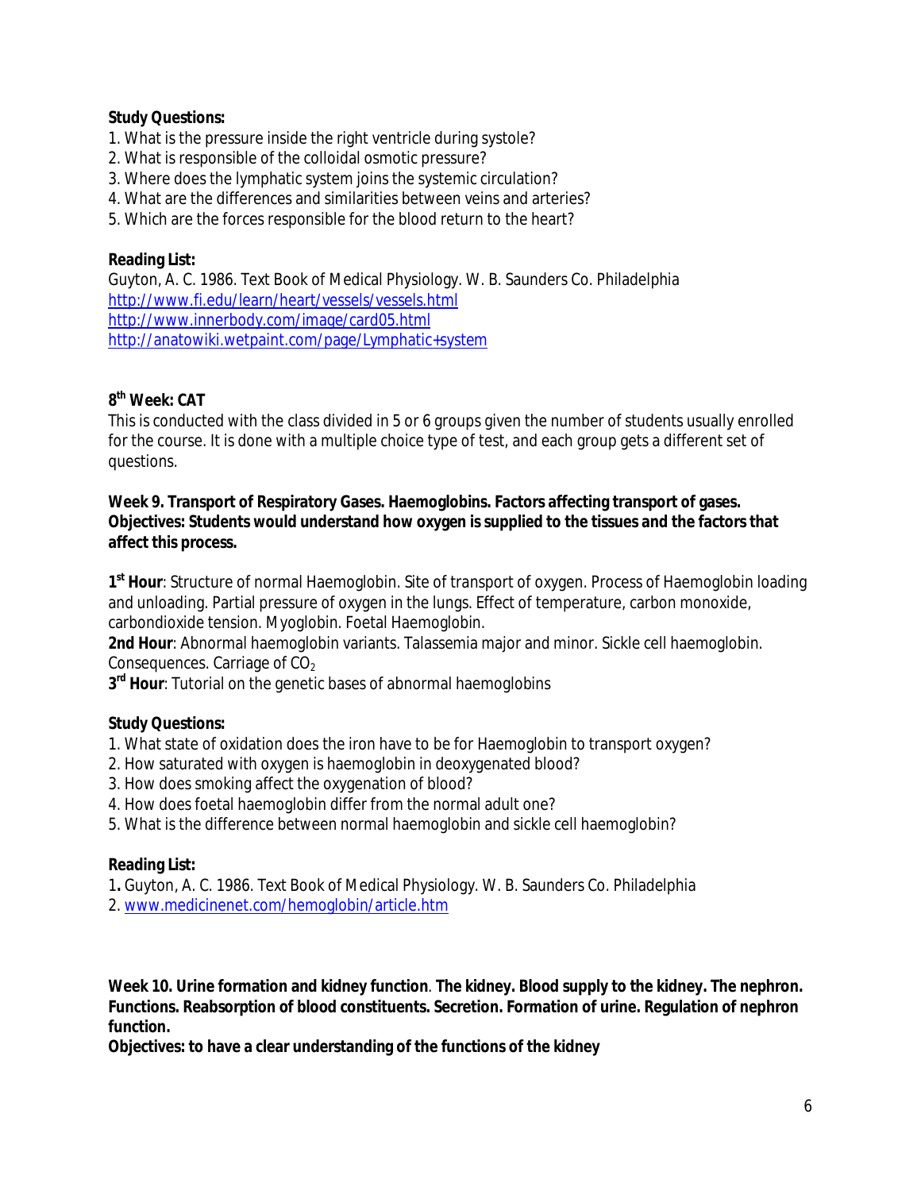**Study Questions:**

1. What is the pressure inside the right ventricle during systole?
2. What is responsible of the colloidal osmotic pressure?
3. Where does the lymphatic system joins the systemic circulation?
4. What are the differences and similarities between veins and arteries?
5. Which are the forces responsible for the blood return to the heart?

**Reading List:**

Guyton, A. C. 1986. Text Book of Medical Physiology. W. B. Saunders Co. Philadelphia
http://www.fi.edu/learn/heart/vessels/vessels.html
http://www.innerbody.com/image/card05.html
http://anatowiki.wetpaint.com/page/Lymphatic+system

**8th Week: CAT**

This is conducted with the class divided in 5 or 6 groups given the number of students usually enrolled for the course. It is done with a multiple choice type of test, and each group gets a different set of questions.

**Week 9. Transport of Respiratory Gases. Haemoglobins. Factors affecting transport of gases. Objectives: Students would understand how oxygen is supplied to the tissues and the factors that affect this process.**

**1st Hour**: Structure of normal Haemoglobin. Site of transport of oxygen. Process of Haemoglobin loading and unloading. Partial pressure of oxygen in the lungs. Effect of temperature, carbon monoxide, carbondioxide tension. Myoglobin. Foetal Haemoglobin.
**2nd Hour**: Abnormal haemoglobin variants. Talassemia major and minor. Sickle cell haemoglobin. Consequences. Carriage of $CO_2$
**3rd Hour**: Tutorial on the genetic bases of abnormal haemoglobins

**Study Questions:**

1. What state of oxidation does the iron have to be for Haemoglobin to transport oxygen?
2. How saturated with oxygen is haemoglobin in deoxygenated blood?
3. How does smoking affect the oxygenation of blood?
4. How does foetal haemoglobin differ from the normal adult one?
5. What is the difference between normal haemoglobin and sickle cell haemoglobin?

**Reading List:**

1**.** Guyton, A. C. 1986. Text Book of Medical Physiology. W. B. Saunders Co. Philadelphia
2. www.medicinenet.com/hemoglobin/article.htm

**Week 10. Urine formation and kidney function**. **The kidney. Blood supply to the kidney. The nephron. Functions. Reabsorption of blood constituents. Secretion. Formation of urine. Regulation of nephron function.**

**Objectives: to have a clear understanding of the functions of the kidney**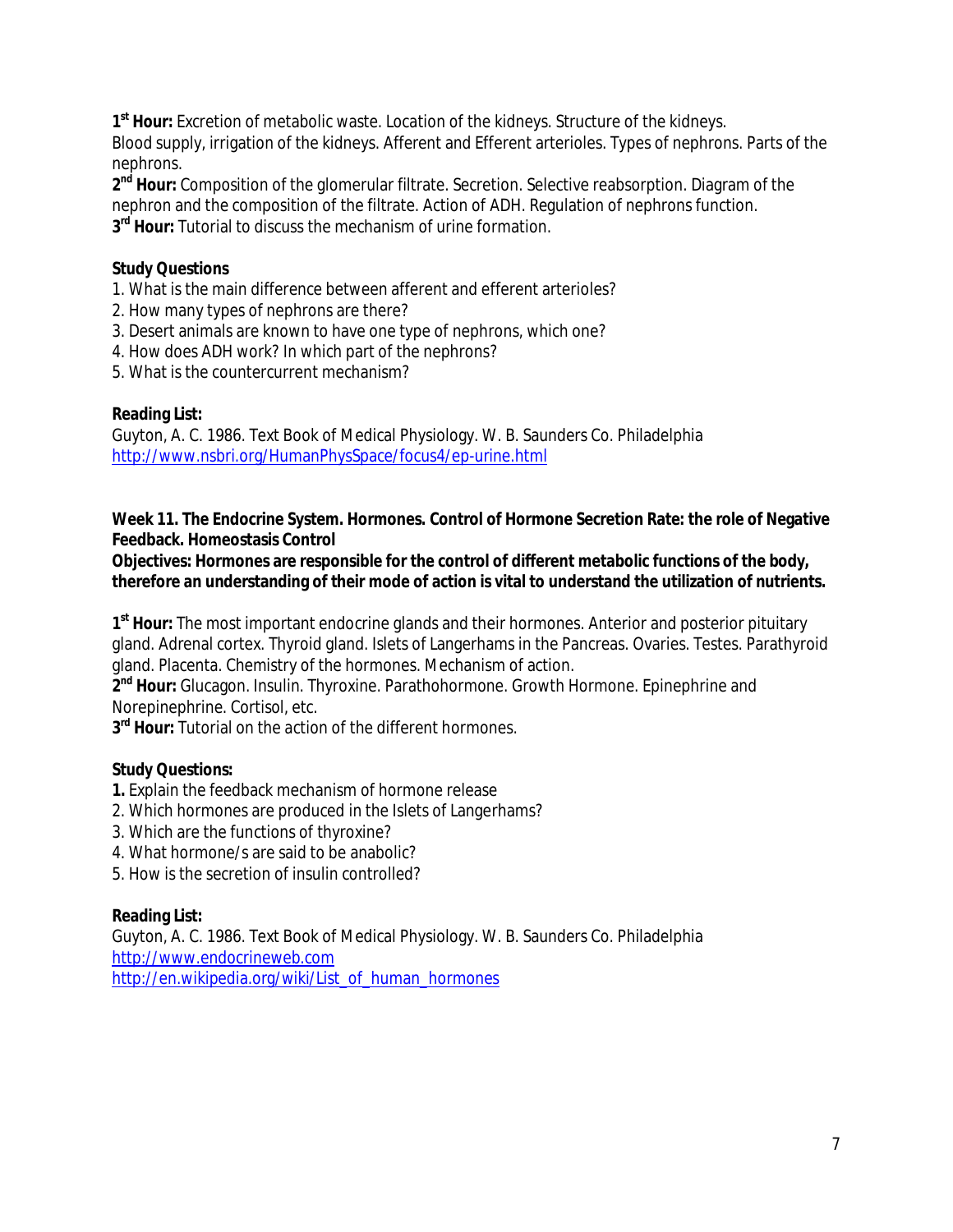**1st Hour:** Excretion of metabolic waste. Location of the kidneys. Structure of the kidneys. Blood supply, irrigation of the kidneys. Afferent and Efferent arterioles. Types of nephrons. Parts of the nephrons.
**2nd Hour:** Composition of the glomerular filtrate. Secretion. Selective reabsorption. Diagram of the nephron and the composition of the filtrate. Action of ADH. Regulation of nephrons function.
**3rd Hour:** Tutorial to discuss the mechanism of urine formation.

**Study Questions**

1. What is the main difference between afferent and efferent arterioles?
2. How many types of nephrons are there?
3. Desert animals are known to have one type of nephrons, which one?
4. How does ADH work? In which part of the nephrons?
5. What is the countercurrent mechanism?

**Reading List:**

Guyton, A. C. 1986. Text Book of Medical Physiology. W. B. Saunders Co. Philadelphia
http://www.nsbri.org/HumanPhysSpace/focus4/ep-urine.html

**Week 11. The Endocrine System. Hormones. Control of Hormone Secretion Rate: the role of Negative Feedback. Homeostasis Control**

**Objectives: Hormones are responsible for the control of different metabolic functions of the body, therefore an understanding of their mode of action is vital to understand the utilization of nutrients.**

**1st Hour:** The most important endocrine glands and their hormones. Anterior and posterior pituitary gland. Adrenal cortex. Thyroid gland. Islets of Langerhams in the Pancreas. Ovaries. Testes. Parathyroid gland. Placenta. Chemistry of the hormones. Mechanism of action.
**2nd Hour:** Glucagon. Insulin. Thyroxine. Parathohormone. Growth Hormone. Epinephrine and Norepinephrine. Cortisol, etc.
**3rd Hour:** Tutorial on the action of the different hormones.

**Study Questions:**

1. Explain the feedback mechanism of hormone release
2. Which hormones are produced in the Islets of Langerhams?
3. Which are the functions of thyroxine?
4. What hormone/s are said to be anabolic?
5. How is the secretion of insulin controlled?

**Reading List:**

Guyton, A. C. 1986. Text Book of Medical Physiology. W. B. Saunders Co. Philadelphia
http://www.endocrineweb.com
http://en.wikipedia.org/wiki/List_of_human_hormones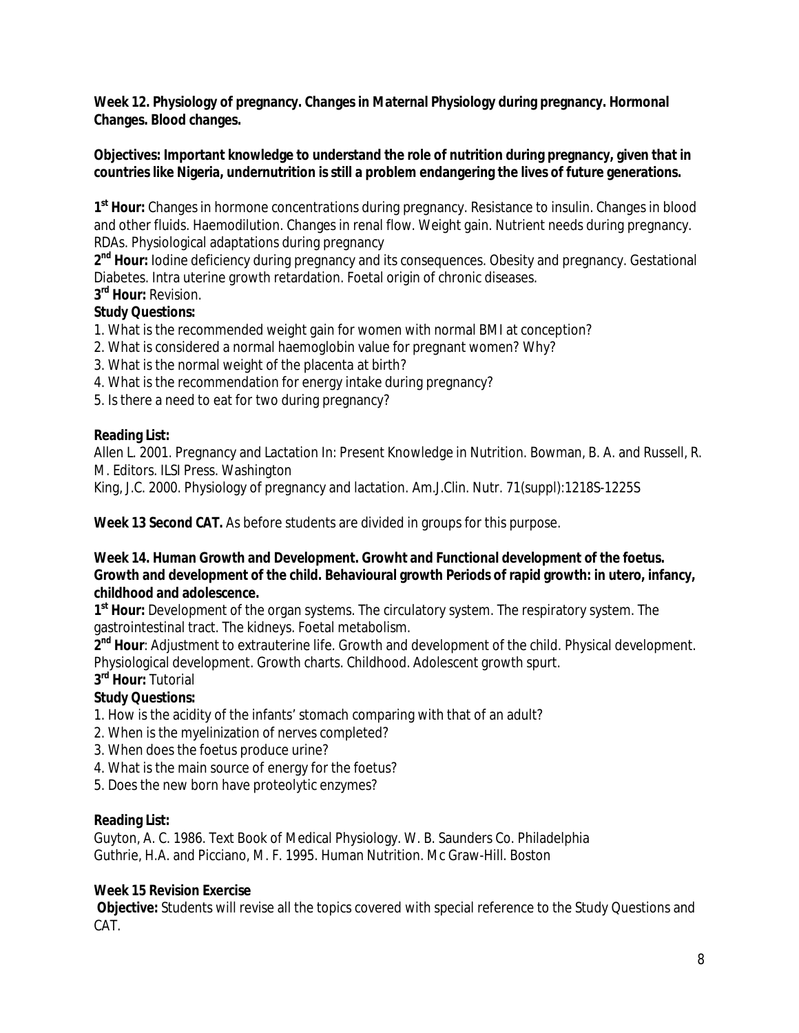**Week 12. Physiology of pregnancy. Changes in Maternal Physiology during pregnancy. Hormonal Changes. Blood changes.**

**Objectives: Important knowledge to understand the role of nutrition during pregnancy, given that in countries like Nigeria, undernutrition is still a problem endangering the lives of future generations.**

**1st Hour:** Changes in hormone concentrations during pregnancy. Resistance to insulin. Changes in blood and other fluids. Haemodilution. Changes in renal flow. Weight gain. Nutrient needs during pregnancy. RDAs. Physiological adaptations during pregnancy

**2nd Hour:** Iodine deficiency during pregnancy and its consequences. Obesity and pregnancy. Gestational Diabetes. Intra uterine growth retardation. Foetal origin of chronic diseases.

**3rd Hour:** Revision.

**Study Questions:**

1. What is the recommended weight gain for women with normal BMI at conception?
2. What is considered a normal haemoglobin value for pregnant women? Why?
3. What is the normal weight of the placenta at birth?
4. What is the recommendation for energy intake during pregnancy?
5. Is there a need to eat for two during pregnancy?

**Reading List:**

Allen L. 2001. Pregnancy and Lactation In: Present Knowledge in Nutrition. Bowman, B. A. and Russell, R. M. Editors. ILSI Press. Washington

King, J.C. 2000. Physiology of pregnancy and lactation. Am.J.Clin. Nutr. 71(suppl):1218S-1225S

**Week 13 Second CAT.** As before students are divided in groups for this purpose.

**Week 14. Human Growth and Development. Growht and Functional development of the foetus. Growth and development of the child. Behavioural growth Periods of rapid growth: in utero, infancy, childhood and adolescence.**

**1st Hour:** Development of the organ systems. The circulatory system. The respiratory system. The gastrointestinal tract. The kidneys. Foetal metabolism.

**2nd Hour**: Adjustment to extrauterine life. Growth and development of the child. Physical development. Physiological development. Growth charts. Childhood. Adolescent growth spurt.

**3rd Hour:** Tutorial

**Study Questions:**

1. How is the acidity of the infants' stomach comparing with that of an adult?
2. When is the myelinization of nerves completed?
3. When does the foetus produce urine?
4. What is the main source of energy for the foetus?
5. Does the new born have proteolytic enzymes?

**Reading List:**

Guyton, A. C. 1986. Text Book of Medical Physiology. W. B. Saunders Co. Philadelphia

Guthrie, H.A. and Picciano, M. F. 1995. Human Nutrition. Mc Graw-Hill. Boston

**Week 15 Revision Exercise**

**Objective:** Students will revise all the topics covered with special reference to the Study Questions and CAT.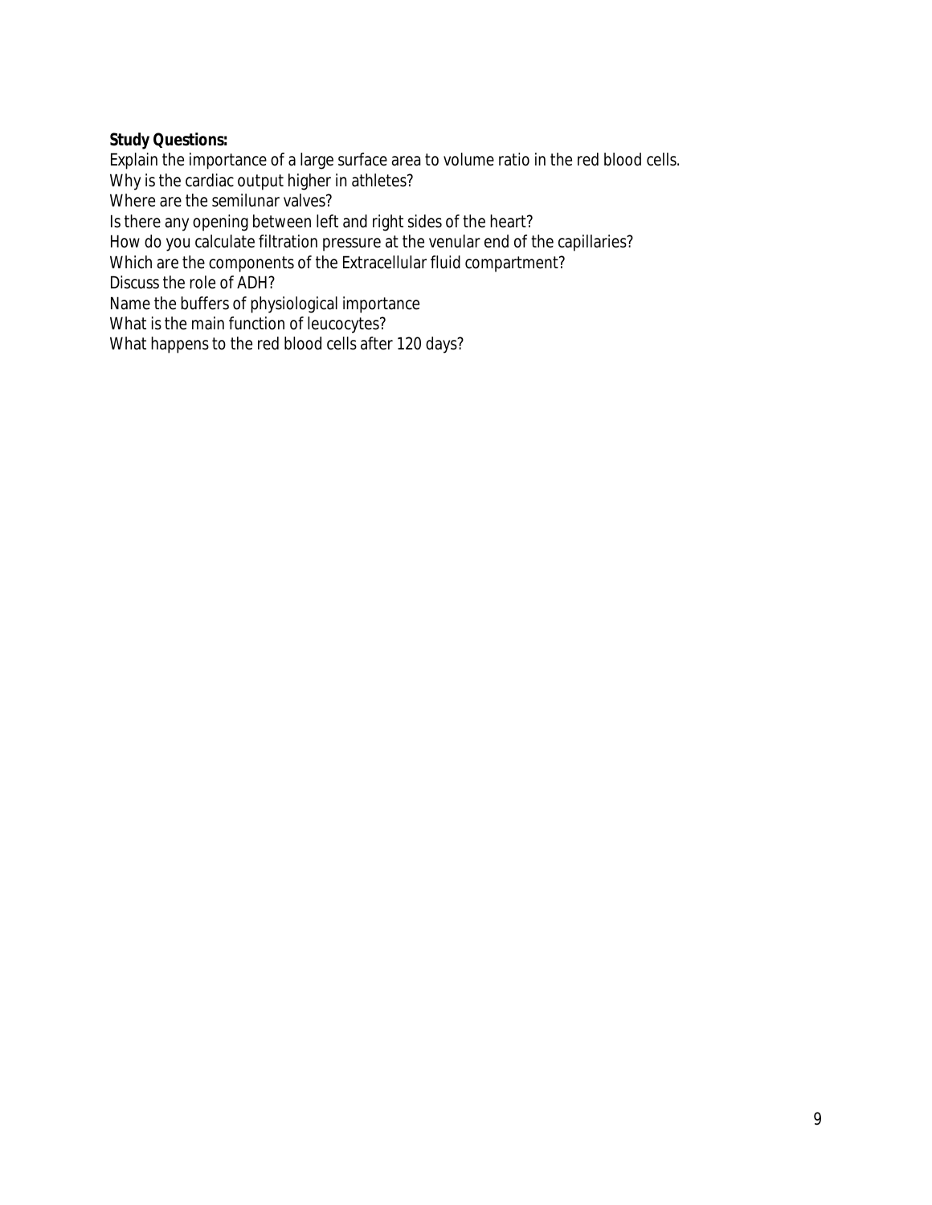**Study Questions:**

Explain the importance of a large surface area to volume ratio in the red blood cells.
Why is the cardiac output higher in athletes?
Where are the semilunar valves?
Is there any opening between left and right sides of the heart?
How do you calculate filtration pressure at the venular end of the capillaries?
Which are the components of the Extracellular fluid compartment?
Discuss the role of ADH?
Name the buffers of physiological importance
What is the main function of leucocytes?
What happens to the red blood cells after 120 days?